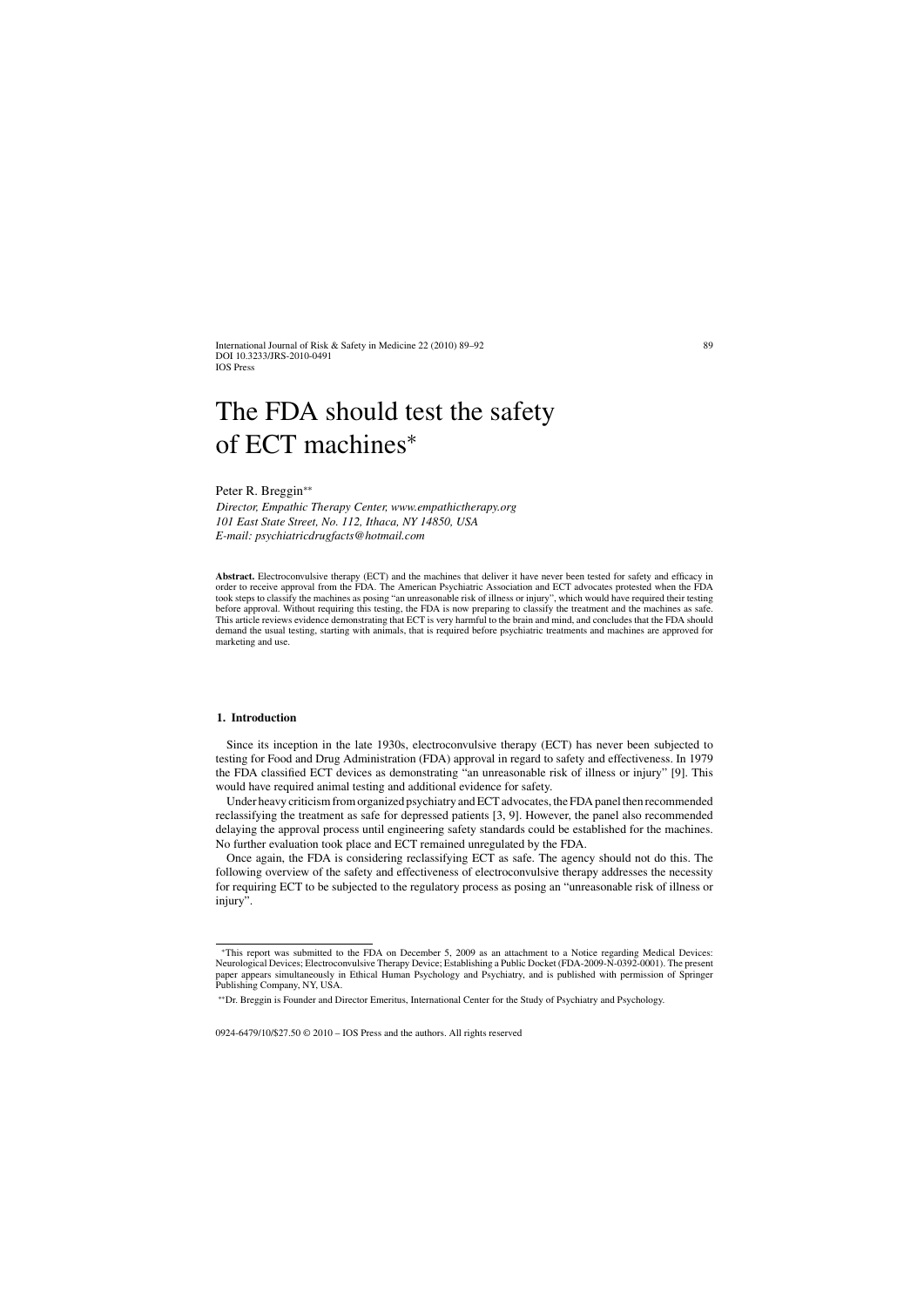# The FDA should test the safety of ECT machines*

Peter R. Breggin**

*Director, Empathic Therapy Center, www.empathictherapy.org*
*101 East State Street, No. 112, Ithaca, NY 14850, USA*
*E-mail: psychiatricdrugfacts@hotmail.com*

**Abstract.** Electroconvulsive therapy (ECT) and the machines that deliver it have never been tested for safety and efficacy in order to receive approval from the FDA. The American Psychiatric Association and ECT advocates protested when the FDA took steps to classify the machines as posing "an unreasonable risk of illness or injury", which would have required their testing before approval. Without requiring this testing, the FDA is now preparing to classify the treatment and the machines as safe. This article reviews evidence demonstrating that ECT is very harmful to the brain and mind, and concludes that the FDA should demand the usual testing, starting with animals, that is required before psychiatric treatments and machines are approved for marketing and use.

## 1. Introduction

Since its inception in the late 1930s, electroconvulsive therapy (ECT) has never been subjected to testing for Food and Drug Administration (FDA) approval in regard to safety and effectiveness. In 1979 the FDA classified ECT devices as demonstrating "an unreasonable risk of illness or injury" [9]. This would have required animal testing and additional evidence for safety.

Under heavy criticism from organized psychiatry and ECT advocates, the FDA panel then recommended reclassifying the treatment as safe for depressed patients [3, 9]. However, the panel also recommended delaying the approval process until engineering safety standards could be established for the machines. No further evaluation took place and ECT remained unregulated by the FDA.

Once again, the FDA is considering reclassifying ECT as safe. The agency should not do this. The following overview of the safety and effectiveness of electroconvulsive therapy addresses the necessity for requiring ECT to be subjected to the regulatory process as posing an "unreasonable risk of illness or injury".

---

*This report was submitted to the FDA on December 5, 2009 as an attachment to a Notice regarding Medical Devices: Neurological Devices; Electroconvulsive Therapy Device; Establishing a Public Docket (FDA-2009-N-0392-0001). The present paper appears simultaneously in Ethical Human Psychology and Psychiatry, and is published with permission of Springer Publishing Company, NY, USA.

**Dr. Breggin is Founder and Director Emeritus, International Center for the Study of Psychiatry and Psychology.

0924-6479/10/$27.50 © 2010 – IOS Press and the authors. All rights reserved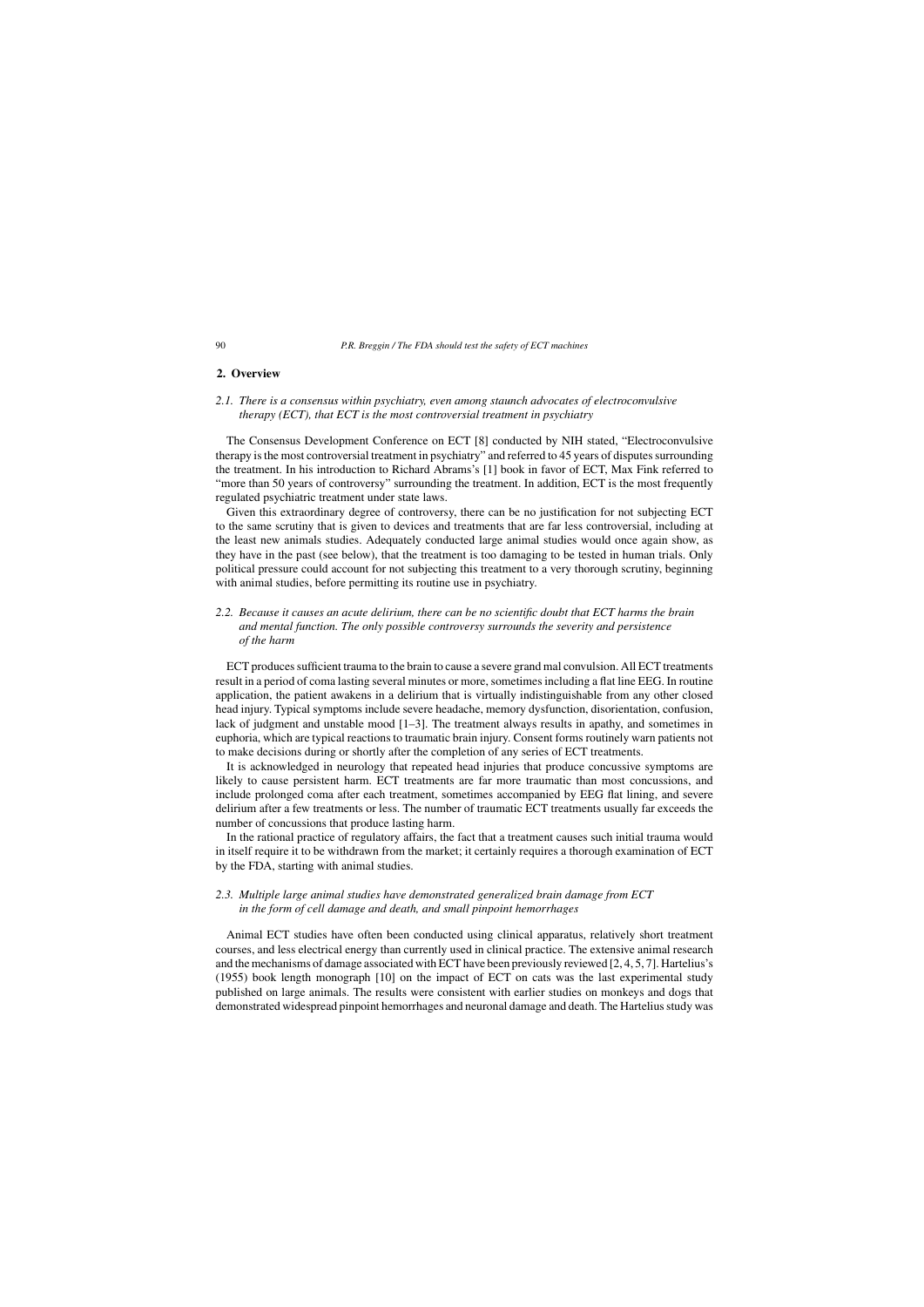## 2. Overview

### *2.1. There is a consensus within psychiatry, even among staunch advocates of electroconvulsive therapy (ECT), that ECT is the most controversial treatment in psychiatry*

The Consensus Development Conference on ECT [8] conducted by NIH stated, "Electroconvulsive therapy is the most controversial treatment in psychiatry" and referred to 45 years of disputes surrounding the treatment. In his introduction to Richard Abrams's [1] book in favor of ECT, Max Fink referred to "more than 50 years of controversy" surrounding the treatment. In addition, ECT is the most frequently regulated psychiatric treatment under state laws.

Given this extraordinary degree of controversy, there can be no justification for not subjecting ECT to the same scrutiny that is given to devices and treatments that are far less controversial, including at the least new animals studies. Adequately conducted large animal studies would once again show, as they have in the past (see below), that the treatment is too damaging to be tested in human trials. Only political pressure could account for not subjecting this treatment to a very thorough scrutiny, beginning with animal studies, before permitting its routine use in psychiatry.

### *2.2. Because it causes an acute delirium, there can be no scientific doubt that ECT harms the brain and mental function. The only possible controversy surrounds the severity and persistence of the harm*

ECT produces sufficient trauma to the brain to cause a severe grand mal convulsion. All ECT treatments result in a period of coma lasting several minutes or more, sometimes including a flat line EEG. In routine application, the patient awakens in a delirium that is virtually indistinguishable from any other closed head injury. Typical symptoms include severe headache, memory dysfunction, disorientation, confusion, lack of judgment and unstable mood [1–3]. The treatment always results in apathy, and sometimes in euphoria, which are typical reactions to traumatic brain injury. Consent forms routinely warn patients not to make decisions during or shortly after the completion of any series of ECT treatments.

It is acknowledged in neurology that repeated head injuries that produce concussive symptoms are likely to cause persistent harm. ECT treatments are far more traumatic than most concussions, and include prolonged coma after each treatment, sometimes accompanied by EEG flat lining, and severe delirium after a few treatments or less. The number of traumatic ECT treatments usually far exceeds the number of concussions that produce lasting harm.

In the rational practice of regulatory affairs, the fact that a treatment causes such initial trauma would in itself require it to be withdrawn from the market; it certainly requires a thorough examination of ECT by the FDA, starting with animal studies.

### *2.3. Multiple large animal studies have demonstrated generalized brain damage from ECT in the form of cell damage and death, and small pinpoint hemorrhages*

Animal ECT studies have often been conducted using clinical apparatus, relatively short treatment courses, and less electrical energy than currently used in clinical practice. The extensive animal research and the mechanisms of damage associated with ECT have been previously reviewed [2, 4, 5, 7]. Hartelius's (1955) book length monograph [10] on the impact of ECT on cats was the last experimental study published on large animals. The results were consistent with earlier studies on monkeys and dogs that demonstrated widespread pinpoint hemorrhages and neuronal damage and death. The Hartelius study was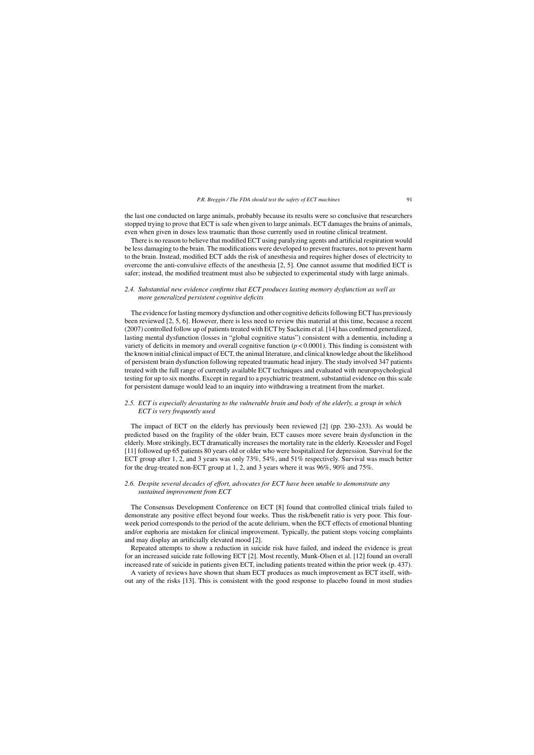the last one conducted on large animals, probably because its results were so conclusive that researchers stopped trying to prove that ECT is safe when given to large animals. ECT damages the brains of animals, even when given in doses less traumatic than those currently used in routine clinical treatment.

There is no reason to believe that modified ECT using paralyzing agents and artificial respiration would be less damaging to the brain. The modifications were developed to prevent fractures, not to prevent harm to the brain. Instead, modified ECT adds the risk of anesthesia and requires higher doses of electricity to overcome the anti-convulsive effects of the anesthesia [2, 5]. One cannot assume that modified ECT is safer; instead, the modified treatment must also be subjected to experimental study with large animals.

### *2.4. Substantial new evidence confirms that ECT produces lasting memory dysfunction as well as more generalized persistent cognitive deficits*

The evidence for lasting memory dysfunction and other cognitive deficits following ECT has previously been reviewed [2, 5, 6]. However, there is less need to review this material at this time, because a recent (2007) controlled follow up of patients treated with ECT by Sackeim et al. [14] has confirmed generalized, lasting mental dysfunction (losses in "global cognitive status") consistent with a dementia, including a variety of deficits in memory and overall cognitive function ($p < 0.0001$). This finding is consistent with the known initial clinical impact of ECT, the animal literature, and clinical knowledge about the likelihood of persistent brain dysfunction following repeated traumatic head injury. The study involved 347 patients treated with the full range of currently available ECT techniques and evaluated with neuropsychological testing for up to six months. Except in regard to a psychiatric treatment, substantial evidence on this scale for persistent damage would lead to an inquiry into withdrawing a treatment from the market.

### *2.5. ECT is especially devastating to the vulnerable brain and body of the elderly, a group in which ECT is very frequently used*

The impact of ECT on the elderly has previously been reviewed [2] (pp. 230–233). As would be predicted based on the fragility of the older brain, ECT causes more severe brain dysfunction in the elderly. More strikingly, ECT dramatically increases the mortality rate in the elderly. Kroessler and Fogel [11] followed up 65 patients 80 years old or older who were hospitalized for depression. Survival for the ECT group after 1, 2, and 3 years was only 73%, 54%, and 51% respectively. Survival was much better for the drug-treated non-ECT group at 1, 2, and 3 years where it was 96%, 90% and 75%.

### *2.6. Despite several decades of effort, advocates for ECT have been unable to demonstrate any sustained improvement from ECT*

The Consensus Development Conference on ECT [8] found that controlled clinical trials failed to demonstrate any positive effect beyond four weeks. Thus the risk/benefit ratio is very poor. This four-week period corresponds to the period of the acute delirium, when the ECT effects of emotional blunting and/or euphoria are mistaken for clinical improvement. Typically, the patient stops voicing complaints and may display an artificially elevated mood [2].

Repeated attempts to show a reduction in suicide risk have failed, and indeed the evidence is great for an increased suicide rate following ECT [2]. Most recently, Munk-Olsen et al. [12] found an overall increased rate of suicide in patients given ECT, including patients treated within the prior week (p. 437).

A variety of reviews have shown that sham ECT produces as much improvement as ECT itself, without any of the risks [13]. This is consistent with the good response to placebo found in most studies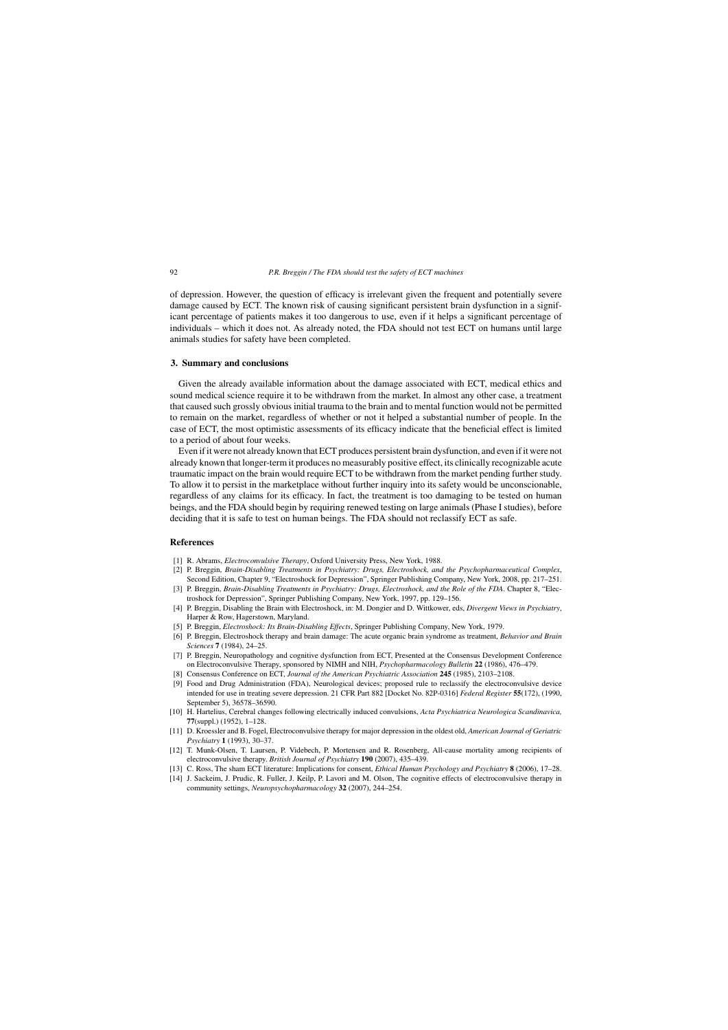of depression. However, the question of efficacy is irrelevant given the frequent and potentially severe damage caused by ECT. The known risk of causing significant persistent brain dysfunction in a significant percentage of patients makes it too dangerous to use, even if it helps a significant percentage of individuals – which it does not. As already noted, the FDA should not test ECT on humans until large animals studies for safety have been completed.

## 3. Summary and conclusions

Given the already available information about the damage associated with ECT, medical ethics and sound medical science require it to be withdrawn from the market. In almost any other case, a treatment that caused such grossly obvious initial trauma to the brain and to mental function would not be permitted to remain on the market, regardless of whether or not it helped a substantial number of people. In the case of ECT, the most optimistic assessments of its efficacy indicate that the beneficial effect is limited to a period of about four weeks.

Even if it were not already known that ECT produces persistent brain dysfunction, and even if it were not already known that longer-term it produces no measurably positive effect, its clinically recognizable acute traumatic impact on the brain would require ECT to be withdrawn from the market pending further study. To allow it to persist in the marketplace without further inquiry into its safety would be unconscionable, regardless of any claims for its efficacy. In fact, the treatment is too damaging to be tested on human beings, and the FDA should begin by requiring renewed testing on large animals (Phase I studies), before deciding that it is safe to test on human beings. The FDA should not reclassify ECT as safe.

## References

[1] R. Abrams, *Electroconvulsive Therapy*, Oxford University Press, New York, 1988.

[2] P. Breggin, *Brain-Disabling Treatments in Psychiatry: Drugs, Electroshock, and the Psychopharmaceutical Complex*, Second Edition, Chapter 9, "Electroshock for Depression", Springer Publishing Company, New York, 2008, pp. 217–251.

[3] P. Breggin, *Brain-Disabling Treatments in Psychiatry: Drugs, Electroshock, and the Role of the FDA*. Chapter 8, "Electroshock for Depression", Springer Publishing Company, New York, 1997, pp. 129–156.

[4] P. Breggin, Disabling the Brain with Electroshock, in: M. Dongier and D. Wittkower, eds, *Divergent Views in Psychiatry*, Harper & Row, Hagerstown, Maryland.

[5] P. Breggin, *Electroshock: Its Brain-Disabling Effects*, Springer Publishing Company, New York, 1979.

[6] P. Breggin, Electroshock therapy and brain damage: The acute organic brain syndrome as treatment, *Behavior and Brain Sciences* **7** (1984), 24–25.

[7] P. Breggin, Neuropathology and cognitive dysfunction from ECT, Presented at the Consensus Development Conference on Electroconvulsive Therapy, sponsored by NIMH and NIH, *Psychopharmacology Bulletin* **22** (1986), 476–479.

[8] Consensus Conference on ECT, *Journal of the American Psychiatric Association* **245** (1985), 2103–2108.

[9] Food and Drug Administration (FDA), Neurological devices; proposed rule to reclassify the electroconvulsive device intended for use in treating severe depression. 21 CFR Part 882 [Docket No. 82P-0316] *Federal Register* **55**(172), (1990, September 5), 36578–36590.

[10] H. Hartelius, Cerebral changes following electrically induced convulsions, *Acta Psychiatrica Neurologica Scandinavica,* **77**(suppl.) (1952), 1–128.

[11] D. Kroessler and B. Fogel, Electroconvulsive therapy for major depression in the oldest old, *American Journal of Geriatric Psychiatry* **1** (1993), 30–37.

[12] T. Munk-Olsen, T. Laursen, P. Videbech, P. Mortensen and R. Rosenberg, All-cause mortality among recipients of electroconvulsive therapy. *British Journal of Psychiatry* **190** (2007), 435–439.

[13] C. Ross, The sham ECT literature: Implications for consent, *Ethical Human Psychology and Psychiatry* **8** (2006), 17–28.

[14] J. Sackeim, J. Prudic, R. Fuller, J. Keilp, P. Lavori and M. Olson, The cognitive effects of electroconvulsive therapy in community settings, *Neuropsychopharmacology* **32** (2007), 244–254.